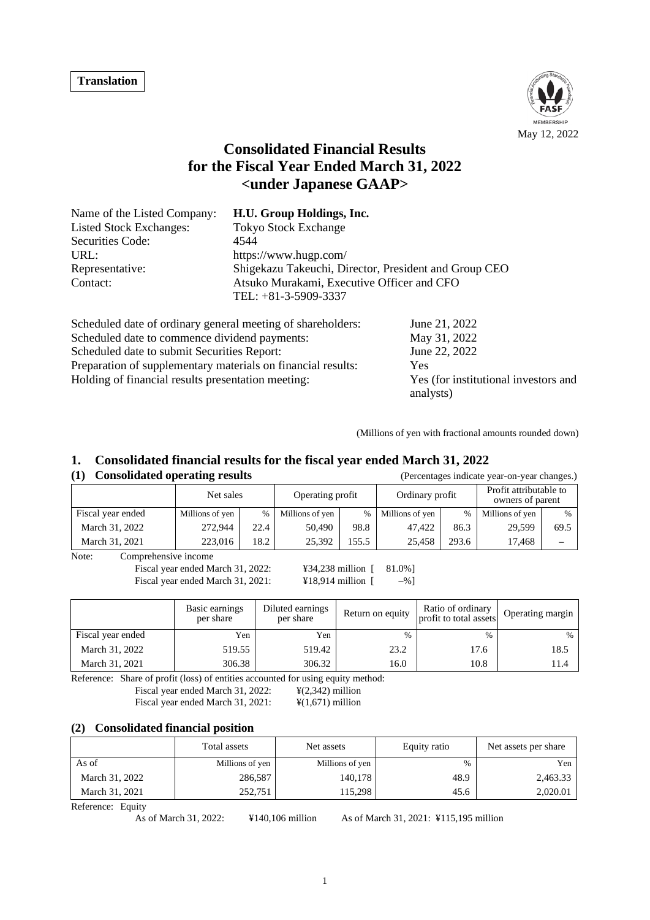**Translation**

May 12, 2022

# Consolidated Financial Results for the Fiscal Year Ended March 31, 2022 <under Japanese GAAP>

| | |
|---|---|
| Name of the Listed Company: | **H.U. Group Holdings, Inc.** |
| Listed Stock Exchanges: | Tokyo Stock Exchange |
| Securities Code: | 4544 |
| URL: | https://www.hugp.com/ |
| Representative: | Shigekazu Takeuchi, Director, President and Group CEO |
| Contact: | Atsuko Murakami, Executive Officer and CFO<br>TEL: +81-3-5909-3337 |

| | |
|---|---|
| Scheduled date of ordinary general meeting of shareholders: | June 21, 2022 |
| Scheduled date to commence dividend payments: | May 31, 2022 |
| Scheduled date to submit Securities Report: | June 22, 2022 |
| Preparation of supplementary materials on financial results: | Yes |
| Holding of financial results presentation meeting: | Yes (for institutional investors and analysts) |

(Millions of yen with fractional amounts rounded down)

## 1. Consolidated financial results for the fiscal year ended March 31, 2022

### (1) Consolidated operating results

(Percentages indicate year-on-year changes.)

| | Net sales | | Operating profit | | Ordinary profit | | Profit attributable to owners of parent | |
|---|---|---|---|---|---|---|---|---|
| Fiscal year ended | Millions of yen | % | Millions of yen | % | Millions of yen | % | Millions of yen | % |
| March 31, 2022 | 272,944 | 22.4 | 50,490 | 98.8 | 47,422 | 86.3 | 29,599 | 69.5 |
| March 31, 2021 | 223,016 | 18.2 | 25,392 | 155.5 | 25,458 | 293.6 | 17,468 | – |

Note: Comprehensive income
Fiscal year ended March 31, 2022: ¥34,238 million [ 81.0%]
Fiscal year ended March 31, 2021: ¥18,914 million [ –%]

| | Basic earnings per share | Diluted earnings per share | Return on equity | Ratio of ordinary profit to total assets | Operating margin |
|---|---|---|---|---|---|
| Fiscal year ended | Yen | Yen | % | % | % |
| March 31, 2022 | 519.55 | 519.42 | 23.2 | 17.6 | 18.5 |
| March 31, 2021 | 306.38 | 306.32 | 16.0 | 10.8 | 11.4 |

Reference: Share of profit (loss) of entities accounted for using equity method:
Fiscal year ended March 31, 2022: ¥(2,342) million
Fiscal year ended March 31, 2021: ¥(1,671) million

### (2) Consolidated financial position

| | Total assets | Net assets | Equity ratio | Net assets per share |
|---|---|---|---|---|
| As of | Millions of yen | Millions of yen | % | Yen |
| March 31, 2022 | 286,587 | 140,178 | 48.9 | 2,463.33 |
| March 31, 2021 | 252,751 | 115,298 | 45.6 | 2,020.01 |

Reference: Equity
As of March 31, 2022: ¥140,106 million As of March 31, 2021: ¥115,195 million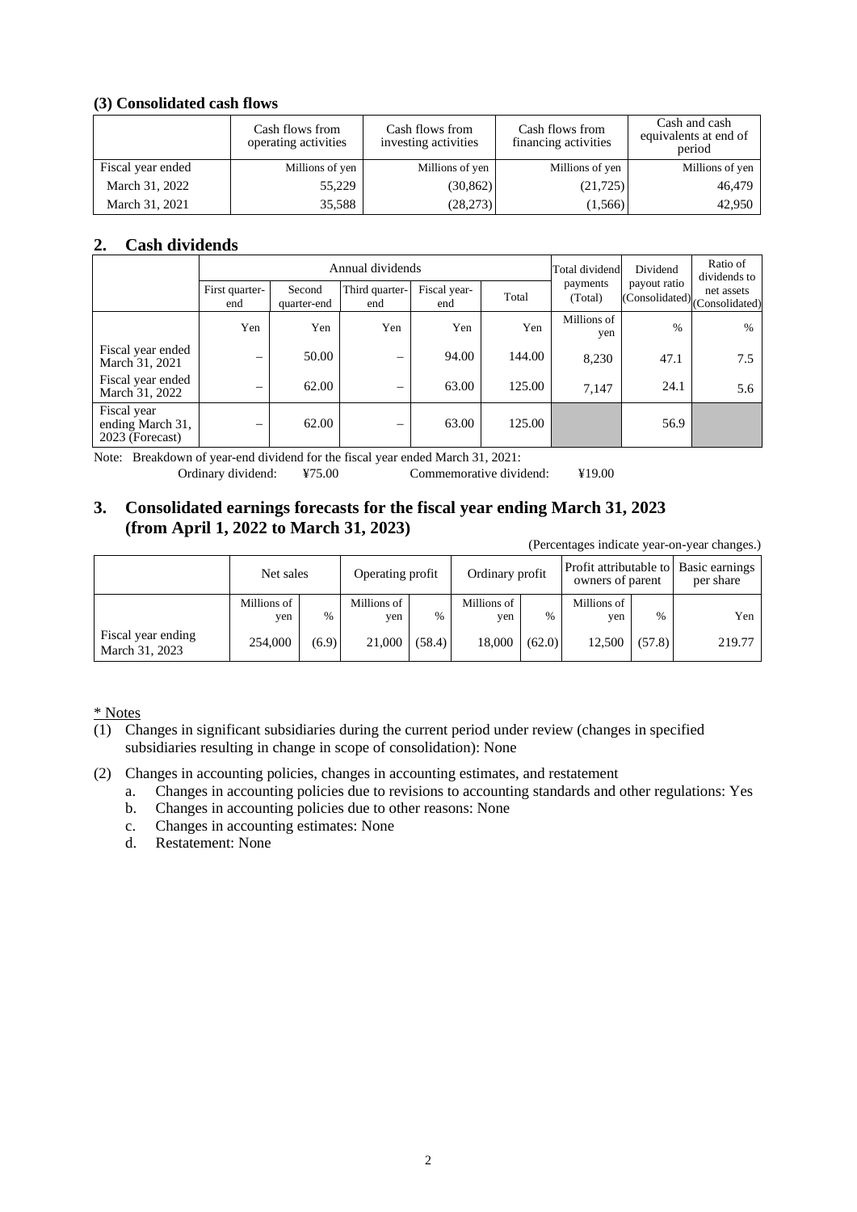### (3) Consolidated cash flows

| | Cash flows from operating activities | Cash flows from investing activities | Cash flows from financing activities | Cash and cash equivalents at end of period |
|---|---|---|---|---|
| Fiscal year ended | Millions of yen | Millions of yen | Millions of yen | Millions of yen |
| March 31, 2022 | 55,229 | (30,862) | (21,725) | 46,479 |
| March 31, 2021 | 35,588 | (28,273) | (1,566) | 42,950 |

## 2. Cash dividends

| | Annual dividends | | | | | Total dividend payments (Total) | Dividend payout ratio (Consolidated) | Ratio of dividends to net assets (Consolidated) |
|---|---|---|---|---|---|---|---|---|
| | First quarter-end | Second quarter-end | Third quarter-end | Fiscal year-end | Total | | | |
| | Yen | Yen | Yen | Yen | Yen | Millions of yen | % | % |
| Fiscal year ended March 31, 2021 | – | 50.00 | – | 94.00 | 144.00 | 8,230 | 47.1 | 7.5 |
| Fiscal year ended March 31, 2022 | – | 62.00 | – | 63.00 | 125.00 | 7,147 | 24.1 | 5.6 |
| Fiscal year ending March 31, 2023 (Forecast) | – | 62.00 | – | 63.00 | 125.00 | | 56.9 | |

Note: Breakdown of year-end dividend for the fiscal year ended March 31, 2021:
Ordinary dividend: ¥75.00 Commemorative dividend: ¥19.00

## 3. Consolidated earnings forecasts for the fiscal year ending March 31, 2023 (from April 1, 2022 to March 31, 2023)

(Percentages indicate year-on-year changes.)

| | Net sales | | Operating profit | | Ordinary profit | | Profit attributable to owners of parent | | Basic earnings per share |
|---|---|---|---|---|---|---|---|---|---|
| | Millions of yen | % | Millions of yen | % | Millions of yen | % | Millions of yen | % | Yen |
| Fiscal year ending March 31, 2023 | 254,000 | (6.9) | 21,000 | (58.4) | 18,000 | (62.0) | 12,500 | (57.8) | 219.77 |

\* Notes

(1) Changes in significant subsidiaries during the current period under review (changes in specified subsidiaries resulting in change in scope of consolidation): None

(2) Changes in accounting policies, changes in accounting estimates, and restatement
  a. Changes in accounting policies due to revisions to accounting standards and other regulations: Yes
  b. Changes in accounting policies due to other reasons: None
  c. Changes in accounting estimates: None
  d. Restatement: None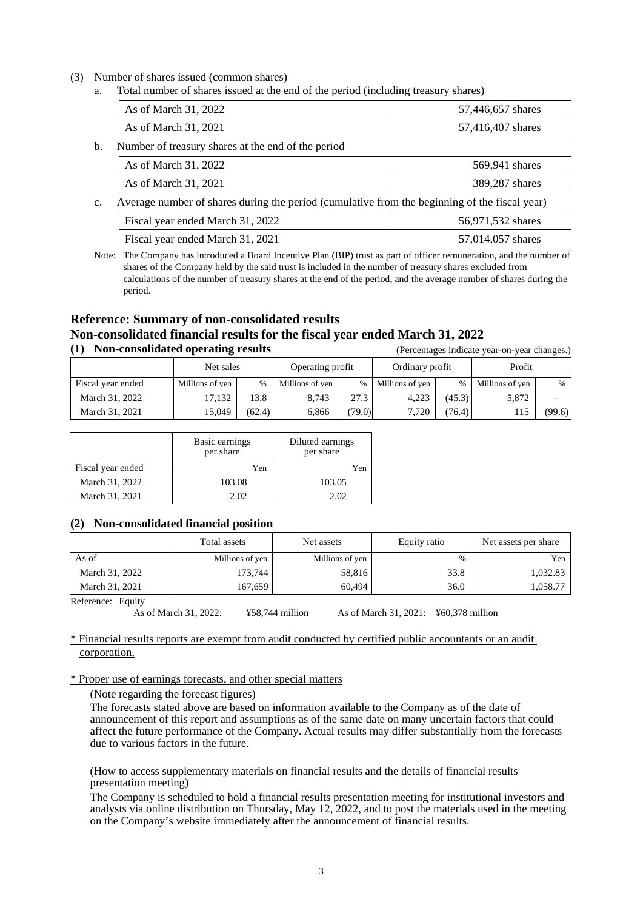(3) Number of shares issued (common shares)

a. Total number of shares issued at the end of the period (including treasury shares)

| | |
|---|---|
| As of March 31, 2022 | 57,446,657 shares |
| As of March 31, 2021 | 57,416,407 shares |

b. Number of treasury shares at the end of the period

| | |
|---|---|
| As of March 31, 2022 | 569,941 shares |
| As of March 31, 2021 | 389,287 shares |

c. Average number of shares during the period (cumulative from the beginning of the fiscal year)

| | |
|---|---|
| Fiscal year ended March 31, 2022 | 56,971,532 shares |
| Fiscal year ended March 31, 2021 | 57,014,057 shares |

Note: The Company has introduced a Board Incentive Plan (BIP) trust as part of officer remuneration, and the number of shares of the Company held by the said trust is included in the number of treasury shares excluded from calculations of the number of treasury shares at the end of the period, and the average number of shares during the period.

## Reference: Summary of non-consolidated results

## Non-consolidated financial results for the fiscal year ended March 31, 2022

### (1) Non-consolidated operating results

(Percentages indicate year-on-year changes.)

| | Net sales | | Operating profit | | Ordinary profit | | Profit | |
|---|---|---|---|---|---|---|---|---|
| Fiscal year ended | Millions of yen | % | Millions of yen | % | Millions of yen | % | Millions of yen | % |
| March 31, 2022 | 17,132 | 13.8 | 8,743 | 27.3 | 4,223 | (45.3) | 5,872 | – |
| March 31, 2021 | 15,049 | (62.4) | 6,866 | (79.0) | 7,720 | (76.4) | 115 | (99.6) |

| | Basic earnings per share | Diluted earnings per share |
|---|---|---|
| Fiscal year ended | Yen | Yen |
| March 31, 2022 | 103.08 | 103.05 |
| March 31, 2021 | 2.02 | 2.02 |

### (2) Non-consolidated financial position

| | Total assets | Net assets | Equity ratio | Net assets per share |
|---|---|---|---|---|
| As of | Millions of yen | Millions of yen | % | Yen |
| March 31, 2022 | 173,744 | 58,816 | 33.8 | 1,032.83 |
| March 31, 2021 | 167,659 | 60,494 | 36.0 | 1,058.77 |

Reference: Equity
As of March 31, 2022: ¥58,744 million As of March 31, 2021: ¥60,378 million

\* Financial results reports are exempt from audit conducted by certified public accountants or an audit corporation.

\* Proper use of earnings forecasts, and other special matters

(Note regarding the forecast figures)

The forecasts stated above are based on information available to the Company as of the date of announcement of this report and assumptions as of the same date on many uncertain factors that could affect the future performance of the Company. Actual results may differ substantially from the forecasts due to various factors in the future.

(How to access supplementary materials on financial results and the details of financial results presentation meeting)

The Company is scheduled to hold a financial results presentation meeting for institutional investors and analysts via online distribution on Thursday, May 12, 2022, and to post the materials used in the meeting on the Company's website immediately after the announcement of financial results.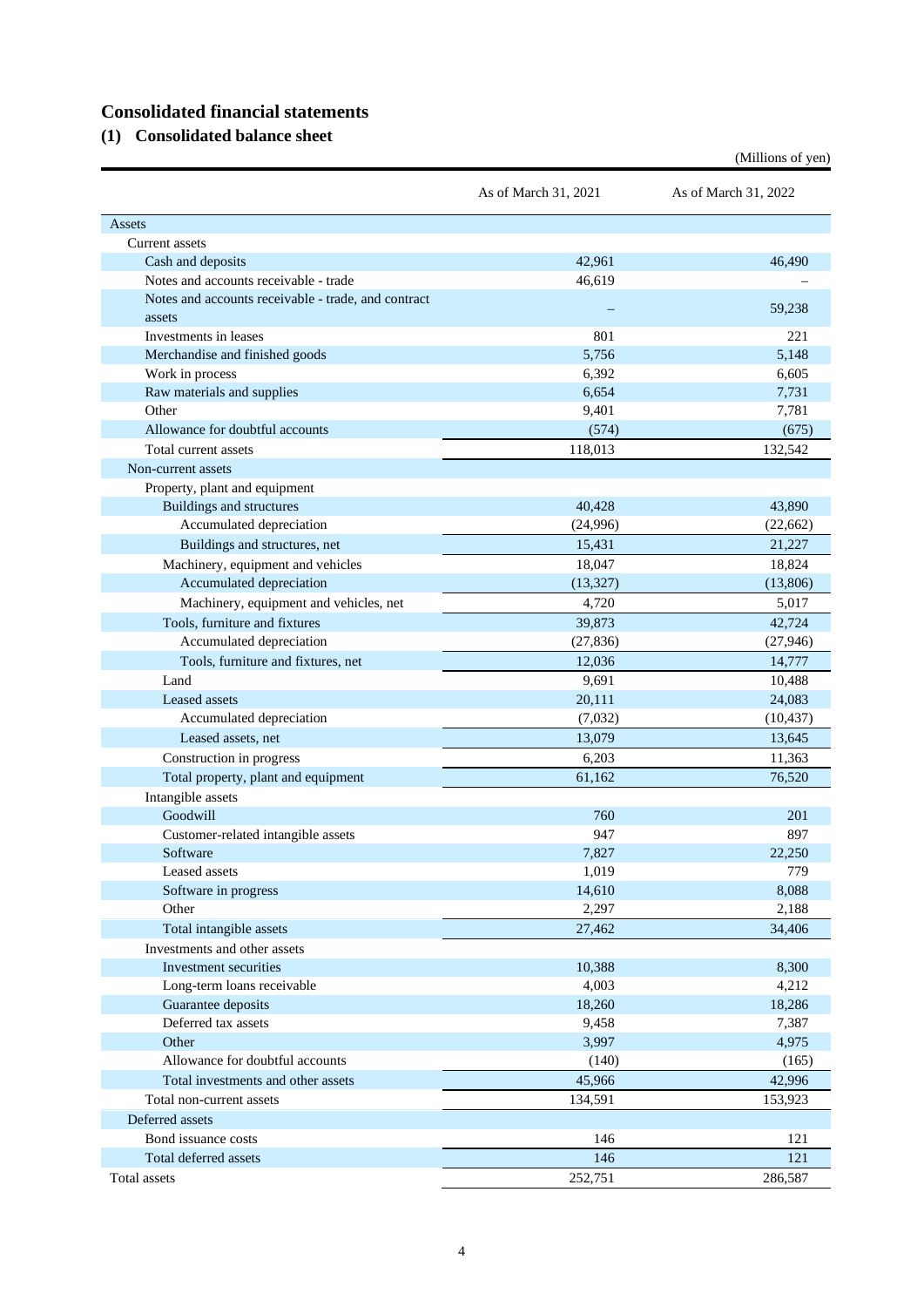# Consolidated financial statements

## (1) Consolidated balance sheet

(Millions of yen)

| | As of March 31, 2021 | As of March 31, 2022 |
|---|---|---|
| Assets | | |
| Current assets | | |
| Cash and deposits | 42,961 | 46,490 |
| Notes and accounts receivable - trade | 46,619 | – |
| Notes and accounts receivable - trade, and contract assets | – | 59,238 |
| Investments in leases | 801 | 221 |
| Merchandise and finished goods | 5,756 | 5,148 |
| Work in process | 6,392 | 6,605 |
| Raw materials and supplies | 6,654 | 7,731 |
| Other | 9,401 | 7,781 |
| Allowance for doubtful accounts | (574) | (675) |
| Total current assets | 118,013 | 132,542 |
| Non-current assets | | |
| Property, plant and equipment | | |
| Buildings and structures | 40,428 | 43,890 |
| Accumulated depreciation | (24,996) | (22,662) |
| Buildings and structures, net | 15,431 | 21,227 |
| Machinery, equipment and vehicles | 18,047 | 18,824 |
| Accumulated depreciation | (13,327) | (13,806) |
| Machinery, equipment and vehicles, net | 4,720 | 5,017 |
| Tools, furniture and fixtures | 39,873 | 42,724 |
| Accumulated depreciation | (27,836) | (27,946) |
| Tools, furniture and fixtures, net | 12,036 | 14,777 |
| Land | 9,691 | 10,488 |
| Leased assets | 20,111 | 24,083 |
| Accumulated depreciation | (7,032) | (10,437) |
| Leased assets, net | 13,079 | 13,645 |
| Construction in progress | 6,203 | 11,363 |
| Total property, plant and equipment | 61,162 | 76,520 |
| Intangible assets | | |
| Goodwill | 760 | 201 |
| Customer-related intangible assets | 947 | 897 |
| Software | 7,827 | 22,250 |
| Leased assets | 1,019 | 779 |
| Software in progress | 14,610 | 8,088 |
| Other | 2,297 | 2,188 |
| Total intangible assets | 27,462 | 34,406 |
| Investments and other assets | | |
| Investment securities | 10,388 | 8,300 |
| Long-term loans receivable | 4,003 | 4,212 |
| Guarantee deposits | 18,260 | 18,286 |
| Deferred tax assets | 9,458 | 7,387 |
| Other | 3,997 | 4,975 |
| Allowance for doubtful accounts | (140) | (165) |
| Total investments and other assets | 45,966 | 42,996 |
| Total non-current assets | 134,591 | 153,923 |
| Deferred assets | | |
| Bond issuance costs | 146 | 121 |
| Total deferred assets | 146 | 121 |
| Total assets | 252,751 | 286,587 |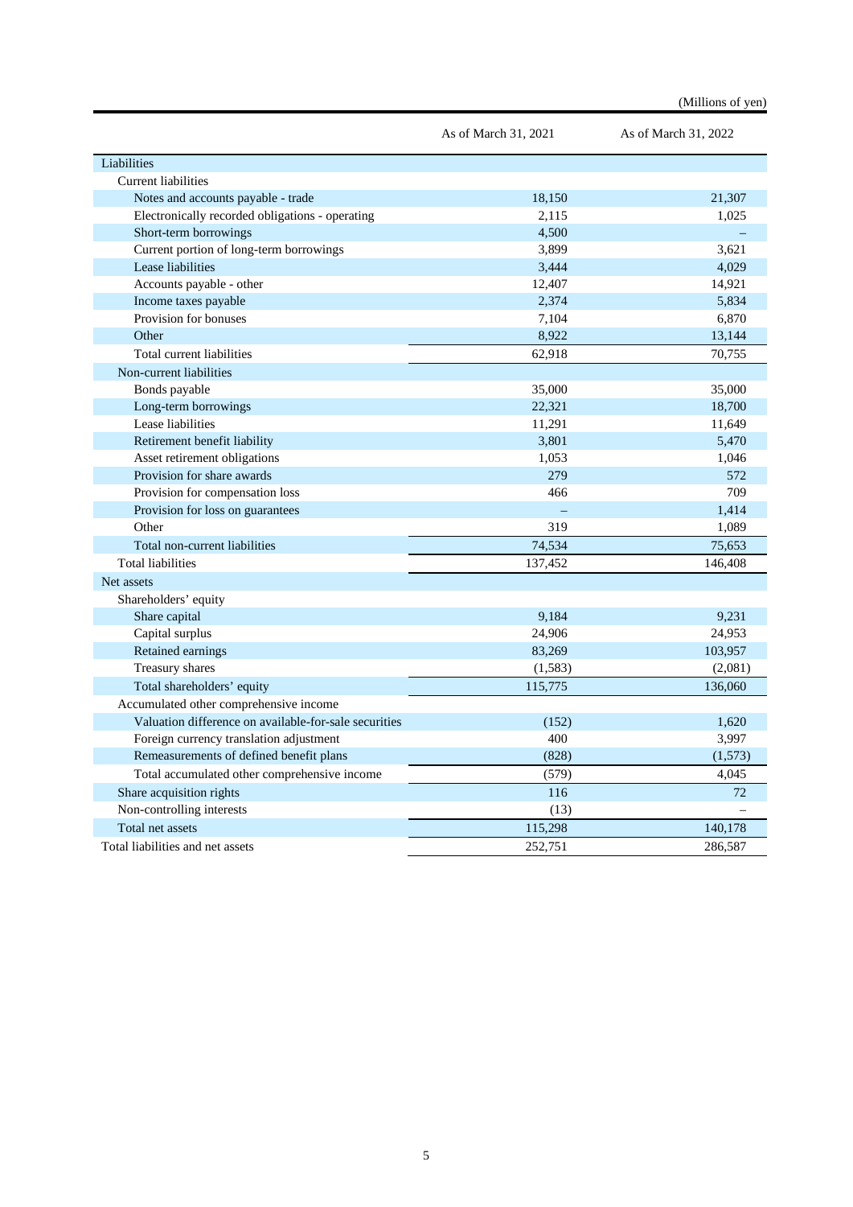(Millions of yen)

| | As of March 31, 2021 | As of March 31, 2022 |
|---|---|---|
| Liabilities | | |
| Current liabilities | | |
| Notes and accounts payable - trade | 18,150 | 21,307 |
| Electronically recorded obligations - operating | 2,115 | 1,025 |
| Short-term borrowings | 4,500 | – |
| Current portion of long-term borrowings | 3,899 | 3,621 |
| Lease liabilities | 3,444 | 4,029 |
| Accounts payable - other | 12,407 | 14,921 |
| Income taxes payable | 2,374 | 5,834 |
| Provision for bonuses | 7,104 | 6,870 |
| Other | 8,922 | 13,144 |
| Total current liabilities | 62,918 | 70,755 |
| Non-current liabilities | | |
| Bonds payable | 35,000 | 35,000 |
| Long-term borrowings | 22,321 | 18,700 |
| Lease liabilities | 11,291 | 11,649 |
| Retirement benefit liability | 3,801 | 5,470 |
| Asset retirement obligations | 1,053 | 1,046 |
| Provision for share awards | 279 | 572 |
| Provision for compensation loss | 466 | 709 |
| Provision for loss on guarantees | – | 1,414 |
| Other | 319 | 1,089 |
| Total non-current liabilities | 74,534 | 75,653 |
| Total liabilities | 137,452 | 146,408 |
| Net assets | | |
| Shareholders' equity | | |
| Share capital | 9,184 | 9,231 |
| Capital surplus | 24,906 | 24,953 |
| Retained earnings | 83,269 | 103,957 |
| Treasury shares | (1,583) | (2,081) |
| Total shareholders' equity | 115,775 | 136,060 |
| Accumulated other comprehensive income | | |
| Valuation difference on available-for-sale securities | (152) | 1,620 |
| Foreign currency translation adjustment | 400 | 3,997 |
| Remeasurements of defined benefit plans | (828) | (1,573) |
| Total accumulated other comprehensive income | (579) | 4,045 |
| Share acquisition rights | 116 | 72 |
| Non-controlling interests | (13) | – |
| Total net assets | 115,298 | 140,178 |
| Total liabilities and net assets | 252,751 | 286,587 |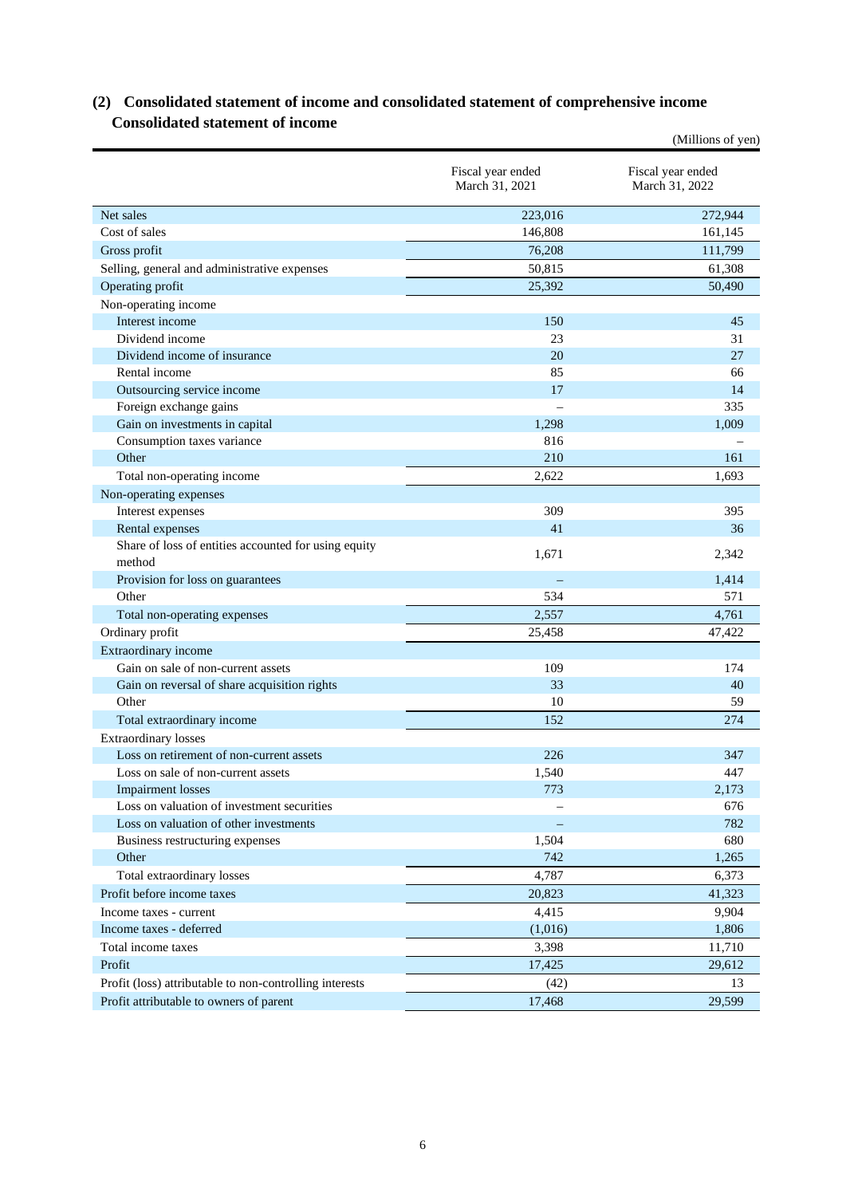## (2) Consolidated statement of income and consolidated statement of comprehensive income

### Consolidated statement of income

(Millions of yen)

| | Fiscal year ended March 31, 2021 | Fiscal year ended March 31, 2022 |
|---|---|---|
| Net sales | 223,016 | 272,944 |
| Cost of sales | 146,808 | 161,145 |
| Gross profit | 76,208 | 111,799 |
| Selling, general and administrative expenses | 50,815 | 61,308 |
| Operating profit | 25,392 | 50,490 |
| Non-operating income | | |
| Interest income | 150 | 45 |
| Dividend income | 23 | 31 |
| Dividend income of insurance | 20 | 27 |
| Rental income | 85 | 66 |
| Outsourcing service income | 17 | 14 |
| Foreign exchange gains | – | 335 |
| Gain on investments in capital | 1,298 | 1,009 |
| Consumption taxes variance | 816 | – |
| Other | 210 | 161 |
| Total non-operating income | 2,622 | 1,693 |
| Non-operating expenses | | |
| Interest expenses | 309 | 395 |
| Rental expenses | 41 | 36 |
| Share of loss of entities accounted for using equity method | 1,671 | 2,342 |
| Provision for loss on guarantees | – | 1,414 |
| Other | 534 | 571 |
| Total non-operating expenses | 2,557 | 4,761 |
| Ordinary profit | 25,458 | 47,422 |
| Extraordinary income | | |
| Gain on sale of non-current assets | 109 | 174 |
| Gain on reversal of share acquisition rights | 33 | 40 |
| Other | 10 | 59 |
| Total extraordinary income | 152 | 274 |
| Extraordinary losses | | |
| Loss on retirement of non-current assets | 226 | 347 |
| Loss on sale of non-current assets | 1,540 | 447 |
| Impairment losses | 773 | 2,173 |
| Loss on valuation of investment securities | – | 676 |
| Loss on valuation of other investments | – | 782 |
| Business restructuring expenses | 1,504 | 680 |
| Other | 742 | 1,265 |
| Total extraordinary losses | 4,787 | 6,373 |
| Profit before income taxes | 20,823 | 41,323 |
| Income taxes - current | 4,415 | 9,904 |
| Income taxes - deferred | (1,016) | 1,806 |
| Total income taxes | 3,398 | 11,710 |
| Profit | 17,425 | 29,612 |
| Profit (loss) attributable to non-controlling interests | (42) | 13 |
| Profit attributable to owners of parent | 17,468 | 29,599 |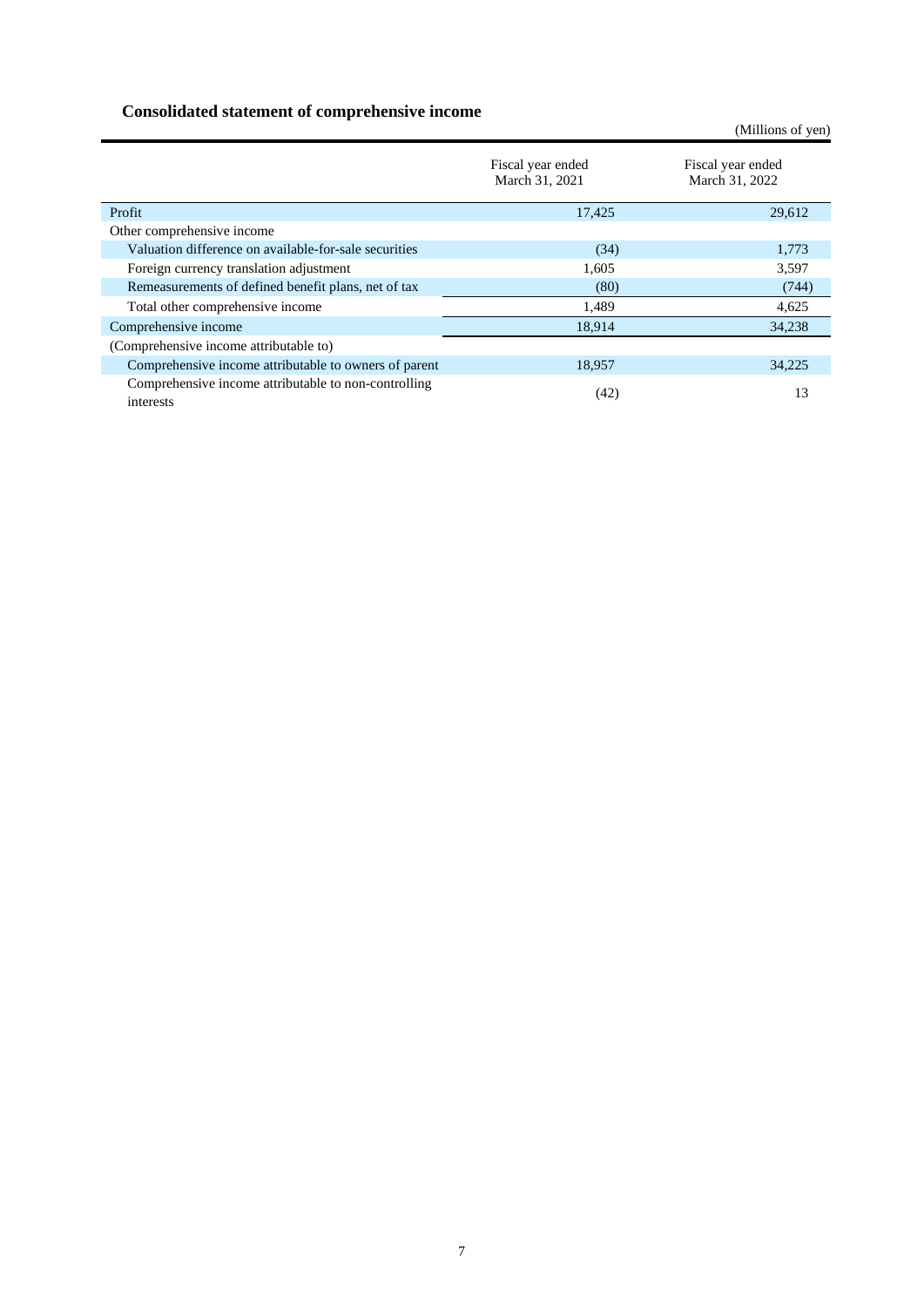## Consolidated statement of comprehensive income

(Millions of yen)

| | Fiscal year ended March 31, 2021 | Fiscal year ended March 31, 2022 |
|---|---|---|
| Profit | 17,425 | 29,612 |
| Other comprehensive income | | |
| Valuation difference on available-for-sale securities | (34) | 1,773 |
| Foreign currency translation adjustment | 1,605 | 3,597 |
| Remeasurements of defined benefit plans, net of tax | (80) | (744) |
| Total other comprehensive income | 1,489 | 4,625 |
| Comprehensive income | 18,914 | 34,238 |
| (Comprehensive income attributable to) | | |
| Comprehensive income attributable to owners of parent | 18,957 | 34,225 |
| Comprehensive income attributable to non-controlling interests | (42) | 13 |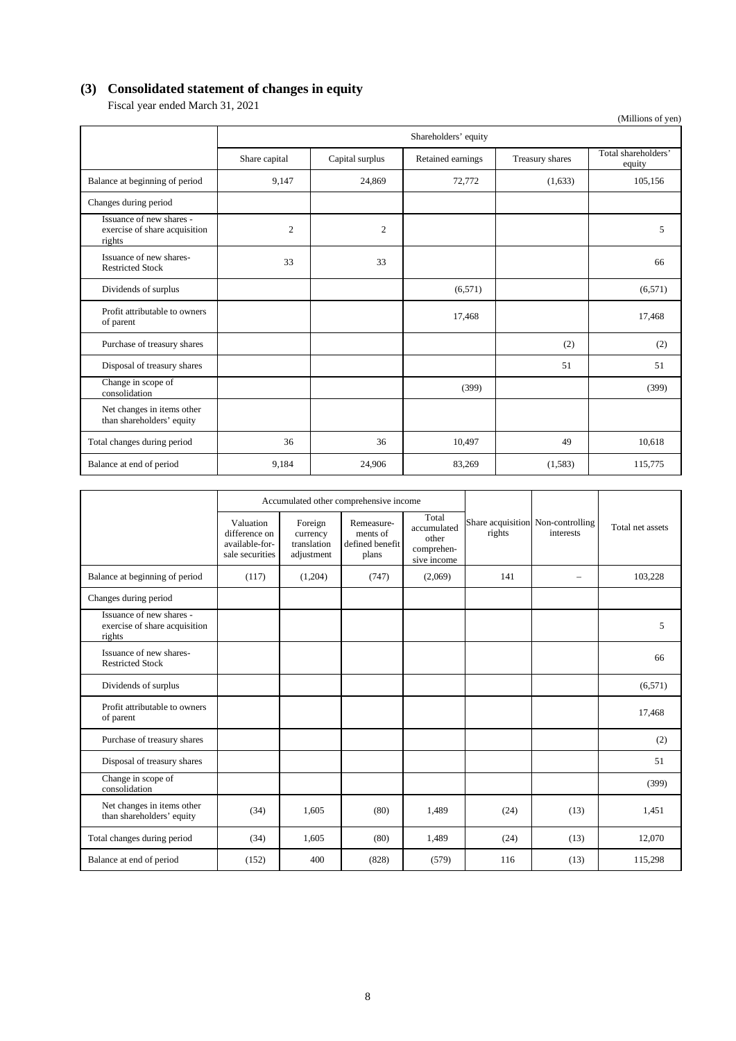## (3) Consolidated statement of changes in equity

Fiscal year ended March 31, 2021

(Millions of yen)

| | Shareholders' equity | | | | |
|---|---|---|---|---|---|
| | Share capital | Capital surplus | Retained earnings | Treasury shares | Total shareholders' equity |
| Balance at beginning of period | 9,147 | 24,869 | 72,772 | (1,633) | 105,156 |
| Changes during period | | | | | |
| Issuance of new shares - exercise of share acquisition rights | 2 | 2 | | | 5 |
| Issuance of new shares-Restricted Stock | 33 | 33 | | | 66 |
| Dividends of surplus | | | (6,571) | | (6,571) |
| Profit attributable to owners of parent | | | 17,468 | | 17,468 |
| Purchase of treasury shares | | | | (2) | (2) |
| Disposal of treasury shares | | | | 51 | 51 |
| Change in scope of consolidation | | | (399) | | (399) |
| Net changes in items other than shareholders' equity | | | | | |
| Total changes during period | 36 | 36 | 10,497 | 49 | 10,618 |
| Balance at end of period | 9,184 | 24,906 | 83,269 | (1,583) | 115,775 |

| | Accumulated other comprehensive income | | | | | | |
|---|---|---|---|---|---|---|---|
| | Valuation difference on available-for-sale securities | Foreign currency translation adjustment | Remeasurements of defined benefit plans | Total accumulated other comprehensive income | Share acquisition rights | Non-controlling interests | Total net assets |
| Balance at beginning of period | (117) | (1,204) | (747) | (2,069) | 141 | – | 103,228 |
| Changes during period | | | | | | | |
| Issuance of new shares - exercise of share acquisition rights | | | | | | | 5 |
| Issuance of new shares-Restricted Stock | | | | | | | 66 |
| Dividends of surplus | | | | | | | (6,571) |
| Profit attributable to owners of parent | | | | | | | 17,468 |
| Purchase of treasury shares | | | | | | | (2) |
| Disposal of treasury shares | | | | | | | 51 |
| Change in scope of consolidation | | | | | | | (399) |
| Net changes in items other than shareholders' equity | (34) | 1,605 | (80) | 1,489 | (24) | (13) | 1,451 |
| Total changes during period | (34) | 1,605 | (80) | 1,489 | (24) | (13) | 12,070 |
| Balance at end of period | (152) | 400 | (828) | (579) | 116 | (13) | 115,298 |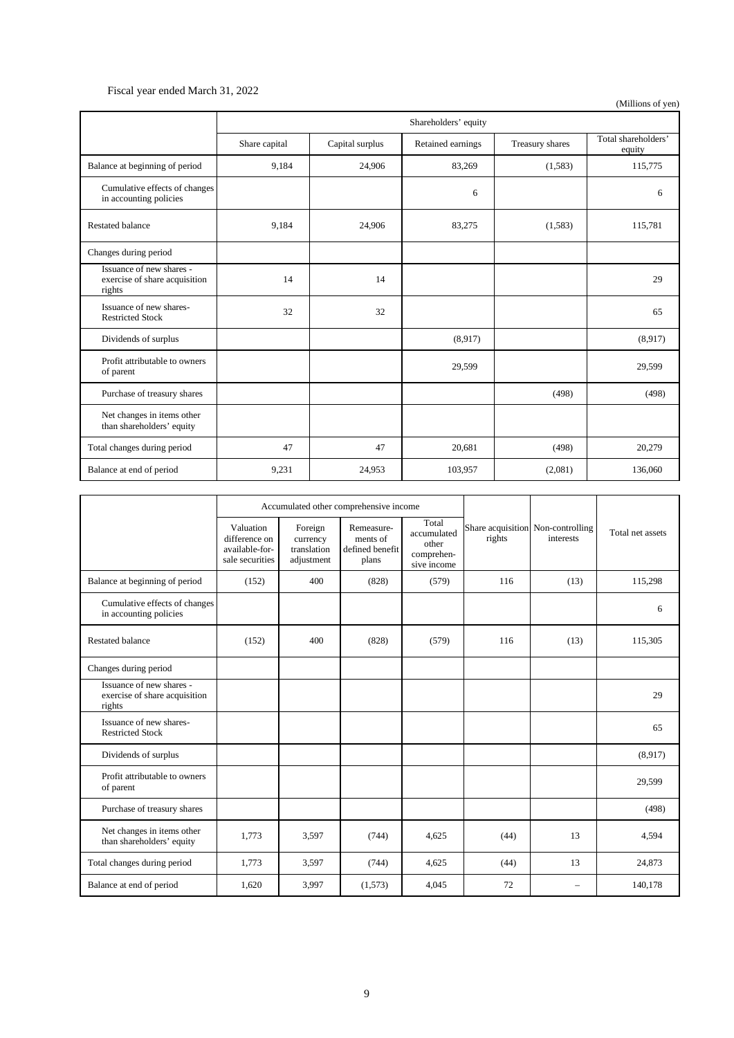Fiscal year ended March 31, 2022

(Millions of yen)

| | Shareholders' equity | | | | |
|---|---|---|---|---|---|
| | Share capital | Capital surplus | Retained earnings | Treasury shares | Total shareholders' equity |
| Balance at beginning of period | 9,184 | 24,906 | 83,269 | (1,583) | 115,775 |
| Cumulative effects of changes in accounting policies | | | 6 | | 6 |
| Restated balance | 9,184 | 24,906 | 83,275 | (1,583) | 115,781 |
| Changes during period | | | | | |
| Issuance of new shares - exercise of share acquisition rights | 14 | 14 | | | 29 |
| Issuance of new shares- Restricted Stock | 32 | 32 | | | 65 |
| Dividends of surplus | | | (8,917) | | (8,917) |
| Profit attributable to owners of parent | | | 29,599 | | 29,599 |
| Purchase of treasury shares | | | | (498) | (498) |
| Net changes in items other than shareholders' equity | | | | | |
| Total changes during period | 47 | 47 | 20,681 | (498) | 20,279 |
| Balance at end of period | 9,231 | 24,953 | 103,957 | (2,081) | 136,060 |

| | Accumulated other comprehensive income | | | | Share acquisition rights | Non-controlling interests | Total net assets |
|---|---|---|---|---|---|---|---|
| | Valuation difference on available-for-sale securities | Foreign currency translation adjustment | Remeasurements of defined benefit plans | Total accumulated other comprehensive income | | | |
| Balance at beginning of period | (152) | 400 | (828) | (579) | 116 | (13) | 115,298 |
| Cumulative effects of changes in accounting policies | | | | | | | 6 |
| Restated balance | (152) | 400 | (828) | (579) | 116 | (13) | 115,305 |
| Changes during period | | | | | | | |
| Issuance of new shares - exercise of share acquisition rights | | | | | | | 29 |
| Issuance of new shares- Restricted Stock | | | | | | | 65 |
| Dividends of surplus | | | | | | | (8,917) |
| Profit attributable to owners of parent | | | | | | | 29,599 |
| Purchase of treasury shares | | | | | | | (498) |
| Net changes in items other than shareholders' equity | 1,773 | 3,597 | (744) | 4,625 | (44) | 13 | 4,594 |
| Total changes during period | 1,773 | 3,597 | (744) | 4,625 | (44) | 13 | 24,873 |
| Balance at end of period | 1,620 | 3,997 | (1,573) | 4,045 | 72 | – | 140,178 |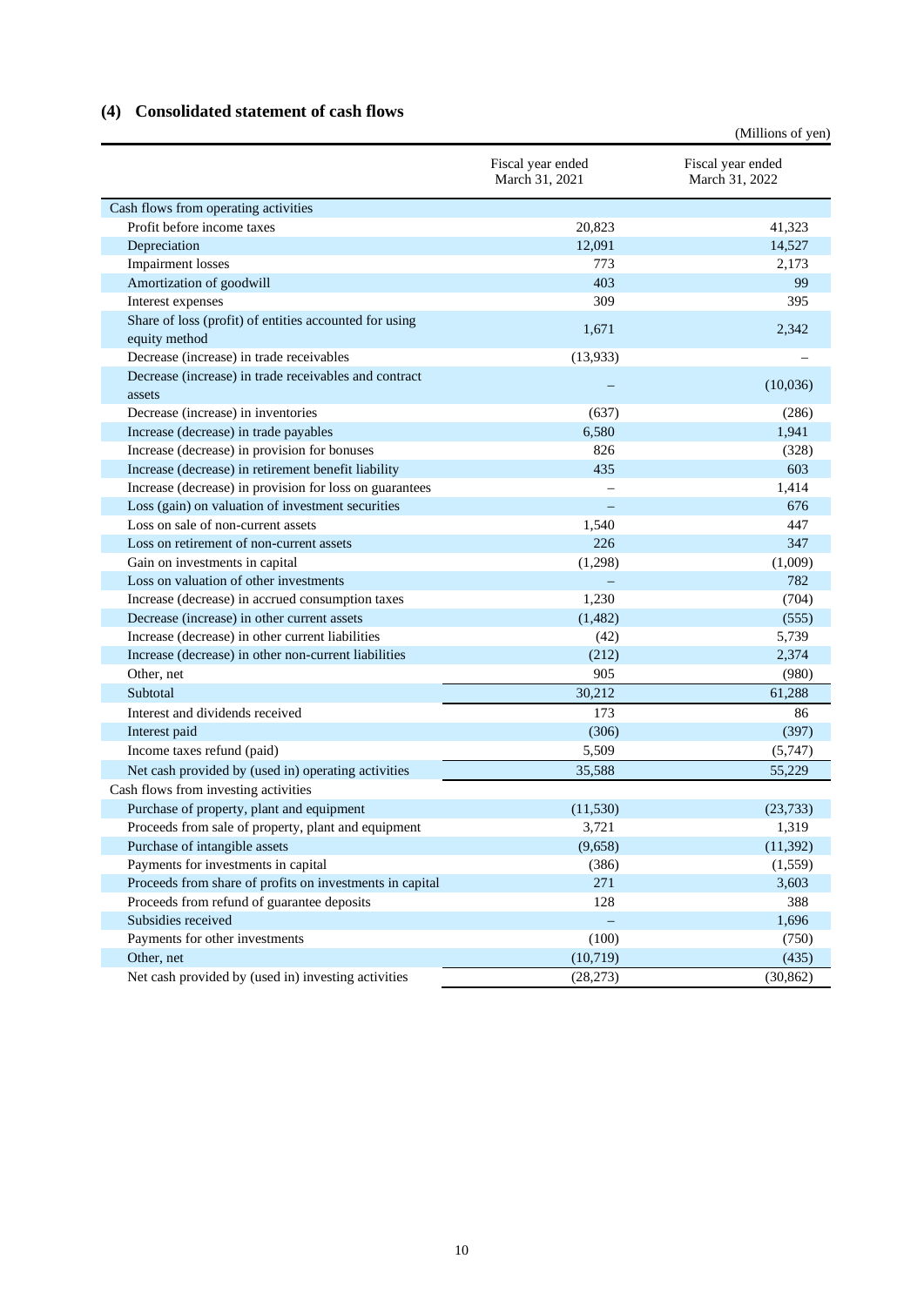## (4) Consolidated statement of cash flows

(Millions of yen)

| | Fiscal year ended March 31, 2021 | Fiscal year ended March 31, 2022 |
|---|---|---|
| Cash flows from operating activities | | |
| Profit before income taxes | 20,823 | 41,323 |
| Depreciation | 12,091 | 14,527 |
| Impairment losses | 773 | 2,173 |
| Amortization of goodwill | 403 | 99 |
| Interest expenses | 309 | 395 |
| Share of loss (profit) of entities accounted for using equity method | 1,671 | 2,342 |
| Decrease (increase) in trade receivables | (13,933) | – |
| Decrease (increase) in trade receivables and contract assets | – | (10,036) |
| Decrease (increase) in inventories | (637) | (286) |
| Increase (decrease) in trade payables | 6,580 | 1,941 |
| Increase (decrease) in provision for bonuses | 826 | (328) |
| Increase (decrease) in retirement benefit liability | 435 | 603 |
| Increase (decrease) in provision for loss on guarantees | – | 1,414 |
| Loss (gain) on valuation of investment securities | – | 676 |
| Loss on sale of non-current assets | 1,540 | 447 |
| Loss on retirement of non-current assets | 226 | 347 |
| Gain on investments in capital | (1,298) | (1,009) |
| Loss on valuation of other investments | – | 782 |
| Increase (decrease) in accrued consumption taxes | 1,230 | (704) |
| Decrease (increase) in other current assets | (1,482) | (555) |
| Increase (decrease) in other current liabilities | (42) | 5,739 |
| Increase (decrease) in other non-current liabilities | (212) | 2,374 |
| Other, net | 905 | (980) |
| Subtotal | 30,212 | 61,288 |
| Interest and dividends received | 173 | 86 |
| Interest paid | (306) | (397) |
| Income taxes refund (paid) | 5,509 | (5,747) |
| Net cash provided by (used in) operating activities | 35,588 | 55,229 |
| Cash flows from investing activities | | |
| Purchase of property, plant and equipment | (11,530) | (23,733) |
| Proceeds from sale of property, plant and equipment | 3,721 | 1,319 |
| Purchase of intangible assets | (9,658) | (11,392) |
| Payments for investments in capital | (386) | (1,559) |
| Proceeds from share of profits on investments in capital | 271 | 3,603 |
| Proceeds from refund of guarantee deposits | 128 | 388 |
| Subsidies received | – | 1,696 |
| Payments for other investments | (100) | (750) |
| Other, net | (10,719) | (435) |
| Net cash provided by (used in) investing activities | (28,273) | (30,862) |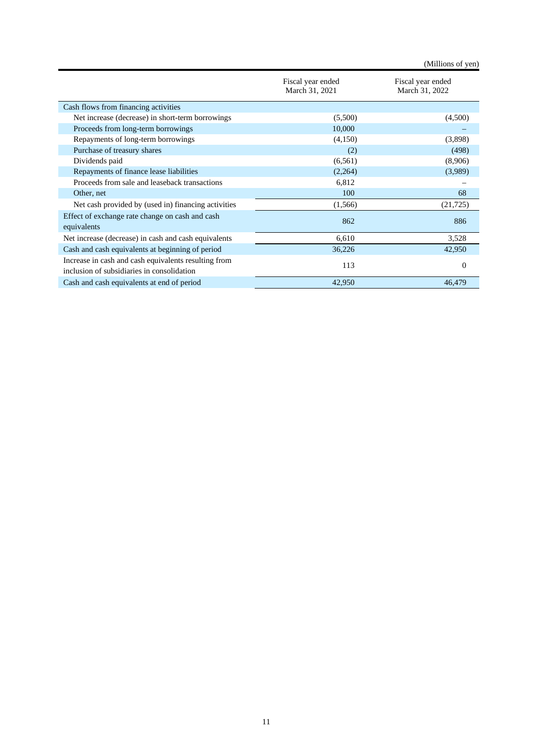(Millions of yen)

| | Fiscal year ended March 31, 2021 | Fiscal year ended March 31, 2022 |
|---|---|---|
| Cash flows from financing activities | | |
| Net increase (decrease) in short-term borrowings | (5,500) | (4,500) |
| Proceeds from long-term borrowings | 10,000 | – |
| Repayments of long-term borrowings | (4,150) | (3,898) |
| Purchase of treasury shares | (2) | (498) |
| Dividends paid | (6,561) | (8,906) |
| Repayments of finance lease liabilities | (2,264) | (3,989) |
| Proceeds from sale and leaseback transactions | 6,812 | – |
| Other, net | 100 | 68 |
| Net cash provided by (used in) financing activities | (1,566) | (21,725) |
| Effect of exchange rate change on cash and cash equivalents | 862 | 886 |
| Net increase (decrease) in cash and cash equivalents | 6,610 | 3,528 |
| Cash and cash equivalents at beginning of period | 36,226 | 42,950 |
| Increase in cash and cash equivalents resulting from inclusion of subsidiaries in consolidation | 113 | 0 |
| Cash and cash equivalents at end of period | 42,950 | 46,479 |